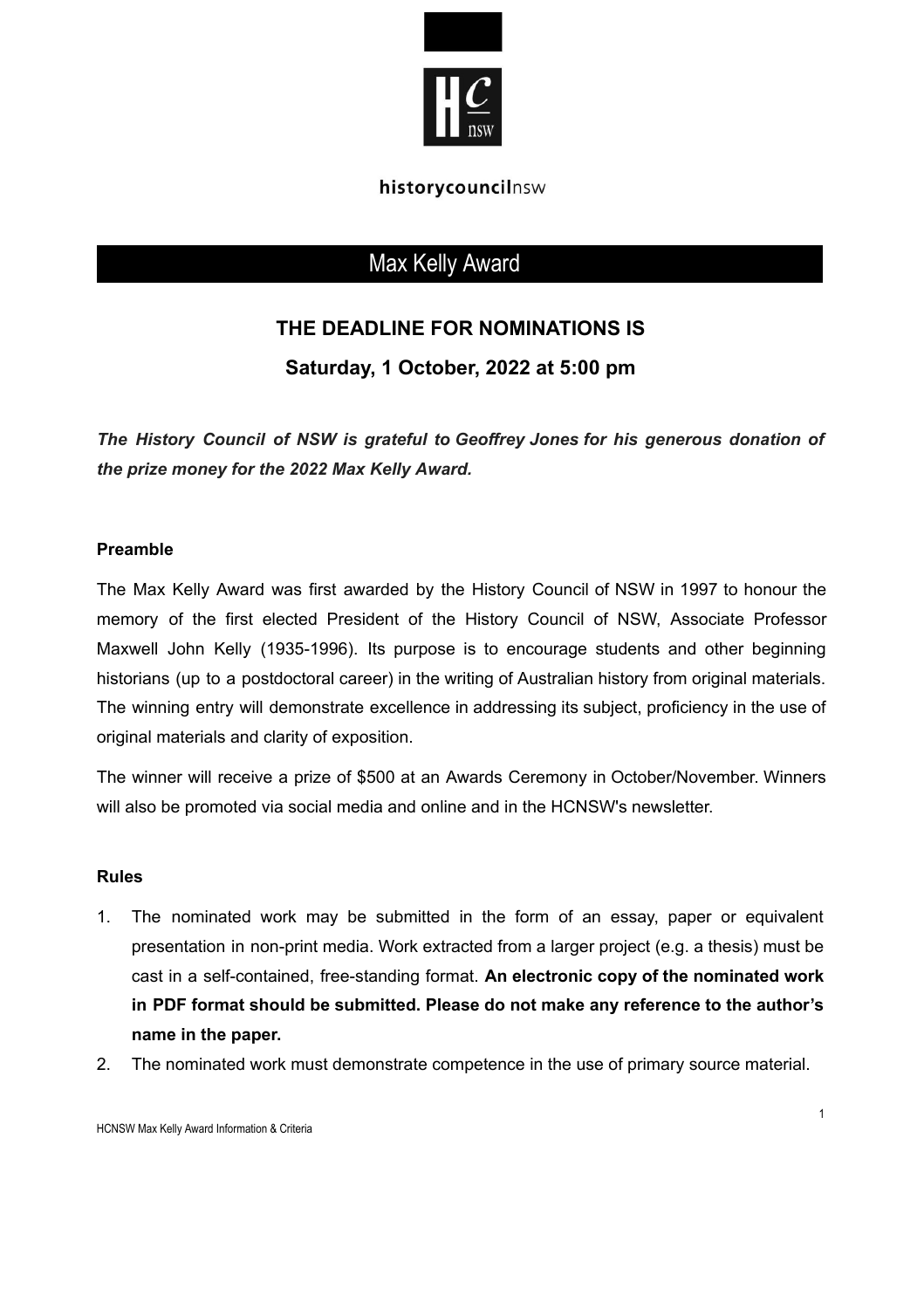historycouncilnsw

# Max Kelly Award

**THE DEADLINE FOR NOMINATIONS IS**

**Saturday, 1 October, 2022 at 5:00 pm**

***The History Council of NSW is grateful to Geoffrey Jones for his generous donation of the prize money for the 2022 Max Kelly Award.***

**Preamble**

The Max Kelly Award was first awarded by the History Council of NSW in 1997 to honour the memory of the first elected President of the History Council of NSW, Associate Professor Maxwell John Kelly (1935-1996). Its purpose is to encourage students and other beginning historians (up to a postdoctoral career) in the writing of Australian history from original materials. The winning entry will demonstrate excellence in addressing its subject, proficiency in the use of original materials and clarity of exposition.

The winner will receive a prize of $500 at an Awards Ceremony in October/November. Winners will also be promoted via social media and online and in the HCNSW's newsletter.

**Rules**

1. The nominated work may be submitted in the form of an essay, paper or equivalent presentation in non-print media. Work extracted from a larger project (e.g. a thesis) must be cast in a self-contained, free-standing format. **An electronic copy of the nominated work in PDF format should be submitted. Please do not make any reference to the author's name in the paper.**
2. The nominated work must demonstrate competence in the use of primary source material.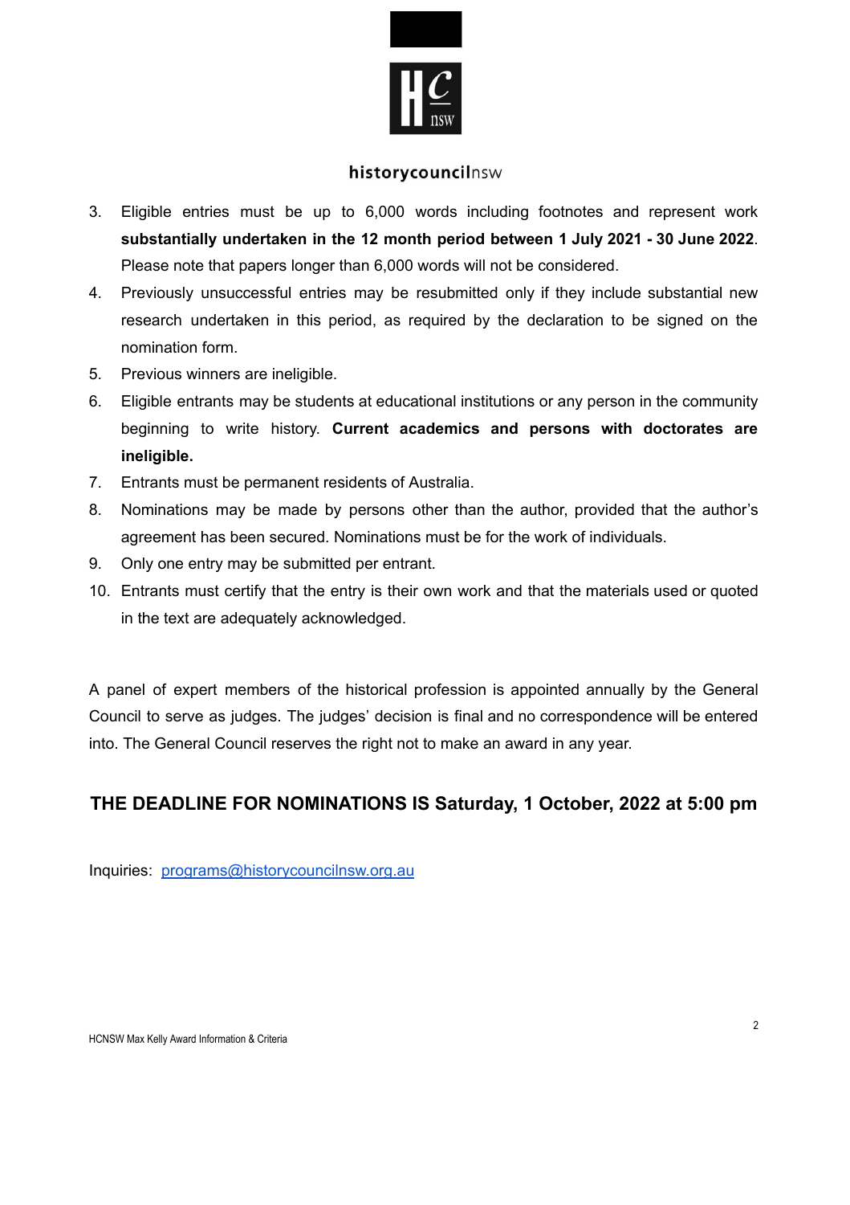3. Eligible entries must be up to 6,000 words including footnotes and represent work **substantially undertaken in the 12 month period between 1 July 2021 - 30 June 2022**. Please note that papers longer than 6,000 words will not be considered.
4. Previously unsuccessful entries may be resubmitted only if they include substantial new research undertaken in this period, as required by the declaration to be signed on the nomination form.
5. Previous winners are ineligible.
6. Eligible entrants may be students at educational institutions or any person in the community beginning to write history. **Current academics and persons with doctorates are ineligible.**
7. Entrants must be permanent residents of Australia.
8. Nominations may be made by persons other than the author, provided that the author's agreement has been secured. Nominations must be for the work of individuals.
9. Only one entry may be submitted per entrant.
10. Entrants must certify that the entry is their own work and that the materials used or quoted in the text are adequately acknowledged.

A panel of expert members of the historical profession is appointed annually by the General Council to serve as judges. The judges' decision is final and no correspondence will be entered into. The General Council reserves the right not to make an award in any year.

## THE DEADLINE FOR NOMINATIONS IS Saturday, 1 October, 2022 at 5:00 pm

Inquiries: [programs@historycouncilnsw.org.au](mailto:programs@historycouncilnsw.org.au)